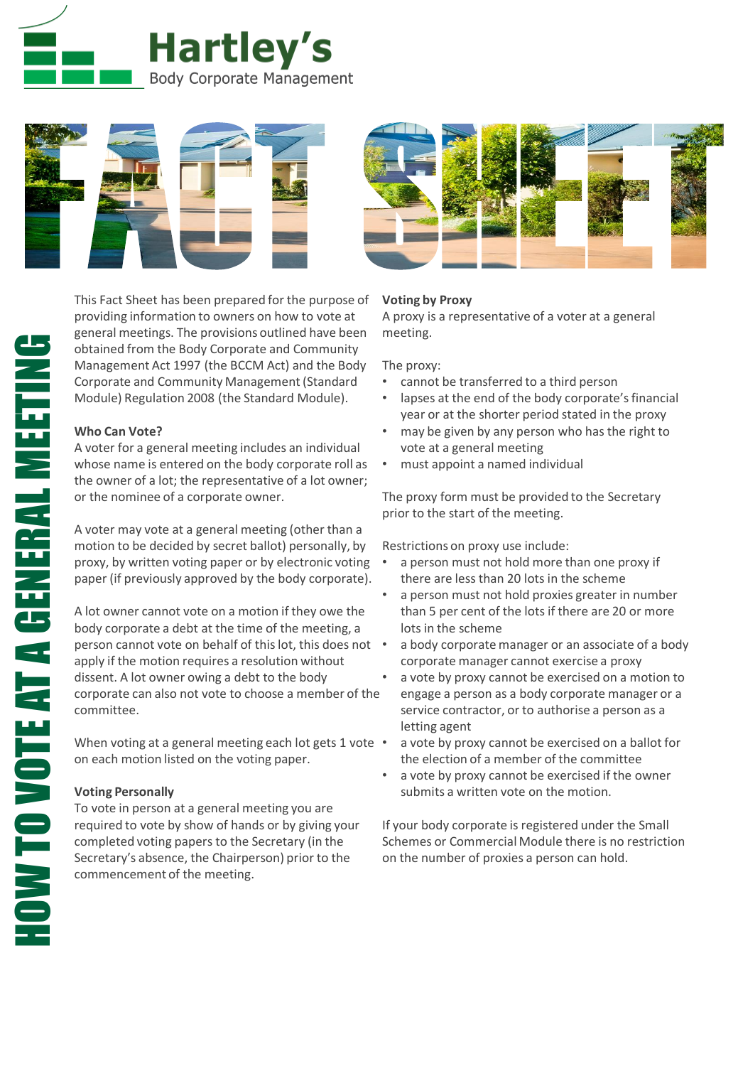Hartley's

Body Corporate Management

# FACT SHEET

## HOW TO VOTE AT A GENERAL MEETING

This Fact Sheet has been prepared for the purpose of providing information to owners on how to vote at general meetings. The provisions outlined have been obtained from the Body Corporate and Community Management Act 1997 (the BCCM Act) and the Body Corporate and Community Management (Standard Module) Regulation 2008 (the Standard Module).

### Who Can Vote?

A voter for a general meeting includes an individual whose name is entered on the body corporate roll as the owner of a lot; the representative of a lot owner; or the nominee of a corporate owner.

A voter may vote at a general meeting (other than a motion to be decided by secret ballot) personally, by proxy, by written voting paper or by electronic voting paper (if previously approved by the body corporate).

A lot owner cannot vote on a motion if they owe the body corporate a debt at the time of the meeting, a person cannot vote on behalf of this lot, this does not apply if the motion requires a resolution without dissent. A lot owner owing a debt to the body corporate can also not vote to choose a member of the committee.

When voting at a general meeting each lot gets 1 vote on each motion listed on the voting paper.

### Voting Personally

To vote in person at a general meeting you are required to vote by show of hands or by giving your completed voting papers to the Secretary (in the Secretary's absence, the Chairperson) prior to the commencement of the meeting.

### Voting by Proxy

A proxy is a representative of a voter at a general meeting.

The proxy:

- cannot be transferred to a third person
- lapses at the end of the body corporate's financial year or at the shorter period stated in the proxy
- may be given by any person who has the right to vote at a general meeting
- must appoint a named individual

The proxy form must be provided to the Secretary prior to the start of the meeting.

Restrictions on proxy use include:

- a person must not hold more than one proxy if there are less than 20 lots in the scheme
- a person must not hold proxies greater in number than 5 per cent of the lots if there are 20 or more lots in the scheme
- a body corporate manager or an associate of a body corporate manager cannot exercise a proxy
- a vote by proxy cannot be exercised on a motion to engage a person as a body corporate manager or a service contractor, or to authorise a person as a letting agent
- a vote by proxy cannot be exercised on a ballot for the election of a member of the committee
- a vote by proxy cannot be exercised if the owner submits a written vote on the motion.

If your body corporate is registered under the Small Schemes or Commercial Module there is no restriction on the number of proxies a person can hold.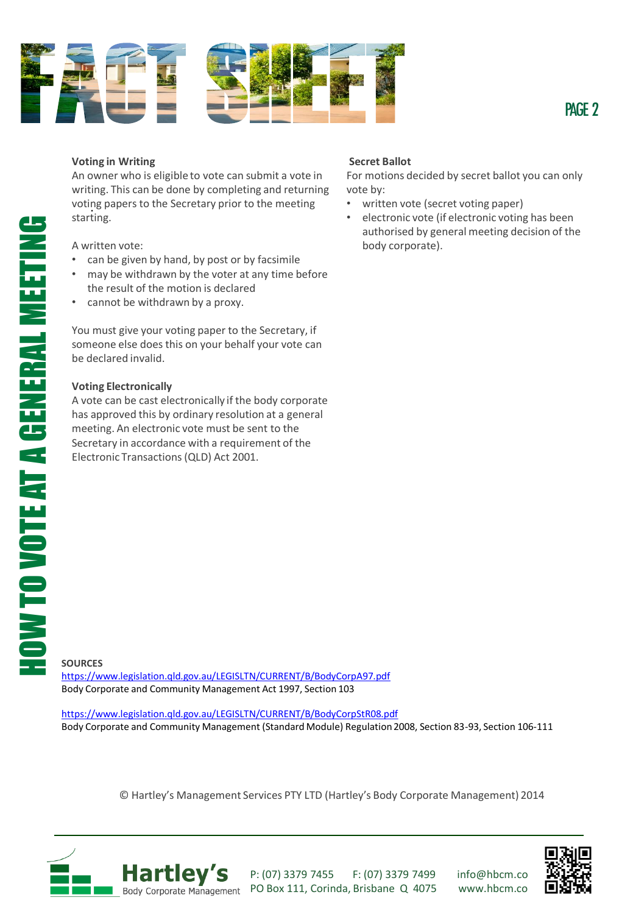### Voting in Writing

An owner who is eligible to vote can submit a vote in writing. This can be done by completing and returning voting papers to the Secretary prior to the meeting starting.

A written vote:

- can be given by hand, by post or by facsimile
- may be withdrawn by the voter at any time before the result of the motion is declared
- cannot be withdrawn by a proxy.

You must give your voting paper to the Secretary, if someone else does this on your behalf your vote can be declared invalid.

### Voting Electronically

A vote can be cast electronically if the body corporate has approved this by ordinary resolution at a general meeting. An electronic vote must be sent to the Secretary in accordance with a requirement of the Electronic Transactions (QLD) Act 2001.

### Secret Ballot

For motions decided by secret ballot you can only vote by:

- written vote (secret voting paper)
- electronic vote (if electronic voting has been authorised by general meeting decision of the body corporate).

**SOURCES**

https://www.legislation.qld.gov.au/LEGISLTN/CURRENT/B/BodyCorpA97.pdf
Body Corporate and Community Management Act 1997, Section 103

https://www.legislation.qld.gov.au/LEGISLTN/CURRENT/B/BodyCorpStR08.pdf
Body Corporate and Community Management (Standard Module) Regulation 2008, Section 83-93, Section 106-111

© Hartley's Management Services PTY LTD (Hartley's Body Corporate Management) 2014